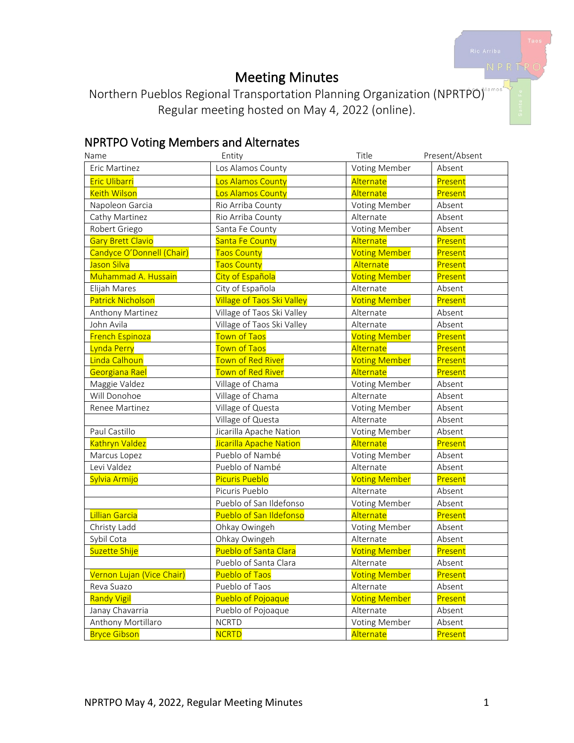# Meeting Minutes

Northern Pueblos Regional Transportation Planning Organization (NPRTPO)
Regular meeting hosted on May 4, 2022 (online).

## NPRTPO Voting Members and Alternates

| Name | Entity | Title | Present/Absent |
|---|---|---|---|
| Eric Martinez | Los Alamos County | Voting Member | Absent |
| Eric Ulibarri | Los Alamos County | Alternate | Present |
| Keith Wilson | Los Alamos County | Alternate | Present |
| Napoleon Garcia | Rio Arriba County | Voting Member | Absent |
| Cathy Martinez | Rio Arriba County | Alternate | Absent |
| Robert Griego | Santa Fe County | Voting Member | Absent |
| Gary Brett Clavio | Santa Fe County | Alternate | Present |
| Candyce O'Donnell (Chair) | Taos County | Voting Member | Present |
| Jason Silva | Taos County | Alternate | Present |
| Muhammad A. Hussain | City of Española | Voting Member | Present |
| Elijah Mares | City of Española | Alternate | Absent |
| Patrick Nicholson | Village of Taos Ski Valley | Voting Member | Present |
| Anthony Martinez | Village of Taos Ski Valley | Alternate | Absent |
| John Avila | Village of Taos Ski Valley | Alternate | Absent |
| French Espinoza | Town of Taos | Voting Member | Present |
| Lynda Perry | Town of Taos | Alternate | Present |
| Linda Calhoun | Town of Red River | Voting Member | Present |
| Georgiana Rael | Town of Red River | Alternate | Present |
| Maggie Valdez | Village of Chama | Voting Member | Absent |
| Will Donohoe | Village of Chama | Alternate | Absent |
| Renee Martinez | Village of Questa | Voting Member | Absent |
| | Village of Questa | Alternate | Absent |
| Paul Castillo | Jicarilla Apache Nation | Voting Member | Absent |
| Kathryn Valdez | Jicarilla Apache Nation | Alternate | Present |
| Marcus Lopez | Pueblo of Nambé | Voting Member | Absent |
| Levi Valdez | Pueblo of Nambé | Alternate | Absent |
| Sylvia Armijo | Picuris Pueblo | Voting Member | Present |
| | Picuris Pueblo | Alternate | Absent |
| | Pueblo of San Ildefonso | Voting Member | Absent |
| Lillian Garcia | Pueblo of San Ildefonso | Alternate | Present |
| Christy Ladd | Ohkay Owingeh | Voting Member | Absent |
| Sybil Cota | Ohkay Owingeh | Alternate | Absent |
| Suzette Shije | Pueblo of Santa Clara | Voting Member | Present |
| | Pueblo of Santa Clara | Alternate | Absent |
| Vernon Lujan (Vice Chair) | Pueblo of Taos | Voting Member | Present |
| Reva Suazo | Pueblo of Taos | Alternate | Absent |
| Randy Vigil | Pueblo of Pojoaque | Voting Member | Present |
| Janay Chavarria | Pueblo of Pojoaque | Alternate | Absent |
| Anthony Mortillaro | NCRTD | Voting Member | Absent |
| Bryce Gibson | NCRTD | Alternate | Present |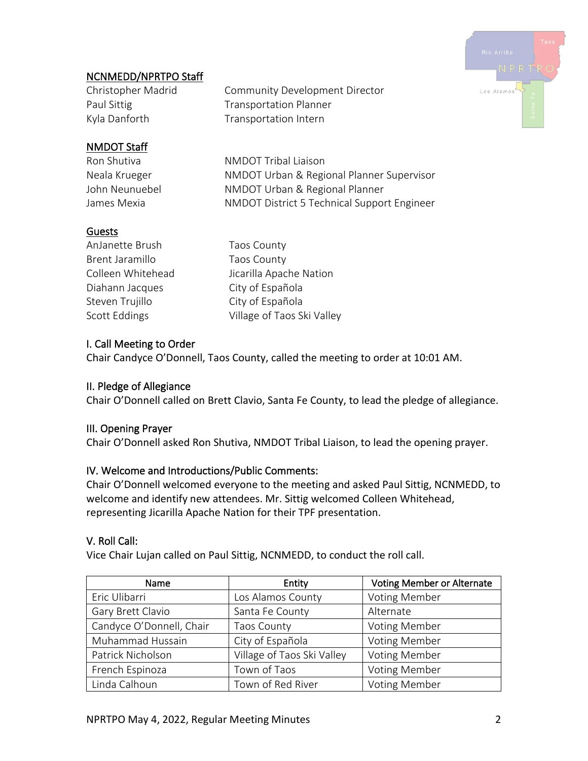## NCNMEDD/NPRTPO Staff

| | |
|---|---|
| Christopher Madrid | Community Development Director |
| Paul Sittig | Transportation Planner |
| Kyla Danforth | Transportation Intern |

## NMDOT Staff

| | |
|---|---|
| Ron Shutiva | NMDOT Tribal Liaison |
| Neala Krueger | NMDOT Urban & Regional Planner Supervisor |
| John Neunuebel | NMDOT Urban & Regional Planner |
| James Mexia | NMDOT District 5 Technical Support Engineer |

## Guests

| | |
|---|---|
| AnJanette Brush | Taos County |
| Brent Jaramillo | Taos County |
| Colleen Whitehead | Jicarilla Apache Nation |
| Diahann Jacques | City of Española |
| Steven Trujillo | City of Española |
| Scott Eddings | Village of Taos Ski Valley |

## I. Call Meeting to Order

Chair Candyce O'Donnell, Taos County, called the meeting to order at 10:01 AM.

## II. Pledge of Allegiance

Chair O'Donnell called on Brett Clavio, Santa Fe County, to lead the pledge of allegiance.

## III. Opening Prayer

Chair O'Donnell asked Ron Shutiva, NMDOT Tribal Liaison, to lead the opening prayer.

## IV. Welcome and Introductions/Public Comments:

Chair O'Donnell welcomed everyone to the meeting and asked Paul Sittig, NCNMEDD, to welcome and identify new attendees. Mr. Sittig welcomed Colleen Whitehead, representing Jicarilla Apache Nation for their TPF presentation.

## V. Roll Call:

Vice Chair Lujan called on Paul Sittig, NCNMEDD, to conduct the roll call.

| Name | Entity | Voting Member or Alternate |
|---|---|---|
| Eric Ulibarri | Los Alamos County | Voting Member |
| Gary Brett Clavio | Santa Fe County | Alternate |
| Candyce O'Donnell, Chair | Taos County | Voting Member |
| Muhammad Hussain | City of Española | Voting Member |
| Patrick Nicholson | Village of Taos Ski Valley | Voting Member |
| French Espinoza | Town of Taos | Voting Member |
| Linda Calhoun | Town of Red River | Voting Member |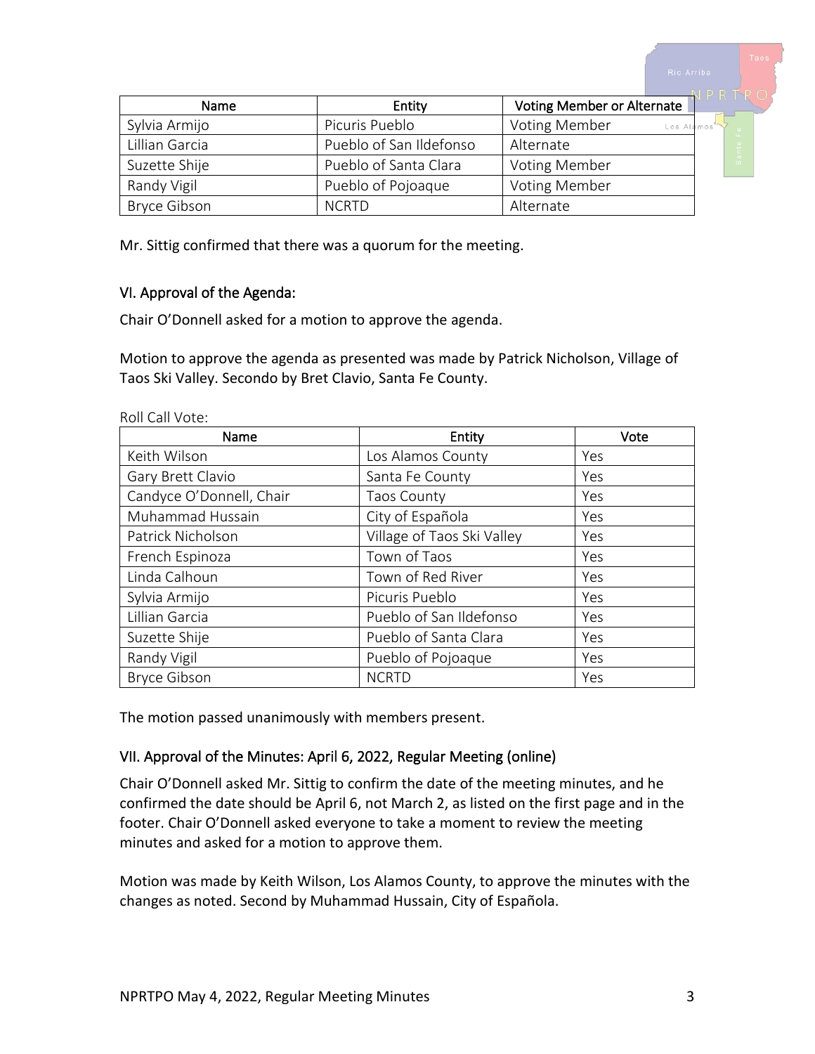| Name | Entity | Voting Member or Alternate |
|---|---|---|
| Sylvia Armijo | Picuris Pueblo | Voting Member |
| Lillian Garcia | Pueblo of San Ildefonso | Alternate |
| Suzette Shije | Pueblo of Santa Clara | Voting Member |
| Randy Vigil | Pueblo of Pojoaque | Voting Member |
| Bryce Gibson | NCRTD | Alternate |

Mr. Sittig confirmed that there was a quorum for the meeting.

## VI. Approval of the Agenda:

Chair O'Donnell asked for a motion to approve the agenda.

Motion to approve the agenda as presented was made by Patrick Nicholson, Village of Taos Ski Valley. Secondo by Bret Clavio, Santa Fe County.

Roll Call Vote:

| Name | Entity | Vote |
|---|---|---|
| Keith Wilson | Los Alamos County | Yes |
| Gary Brett Clavio | Santa Fe County | Yes |
| Candyce O'Donnell, Chair | Taos County | Yes |
| Muhammad Hussain | City of Española | Yes |
| Patrick Nicholson | Village of Taos Ski Valley | Yes |
| French Espinoza | Town of Taos | Yes |
| Linda Calhoun | Town of Red River | Yes |
| Sylvia Armijo | Picuris Pueblo | Yes |
| Lillian Garcia | Pueblo of San Ildefonso | Yes |
| Suzette Shije | Pueblo of Santa Clara | Yes |
| Randy Vigil | Pueblo of Pojoaque | Yes |
| Bryce Gibson | NCRTD | Yes |

The motion passed unanimously with members present.

## VII. Approval of the Minutes: April 6, 2022, Regular Meeting (online)

Chair O'Donnell asked Mr. Sittig to confirm the date of the meeting minutes, and he confirmed the date should be April 6, not March 2, as listed on the first page and in the footer. Chair O'Donnell asked everyone to take a moment to review the meeting minutes and asked for a motion to approve them.

Motion was made by Keith Wilson, Los Alamos County, to approve the minutes with the changes as noted. Second by Muhammad Hussain, City of Española.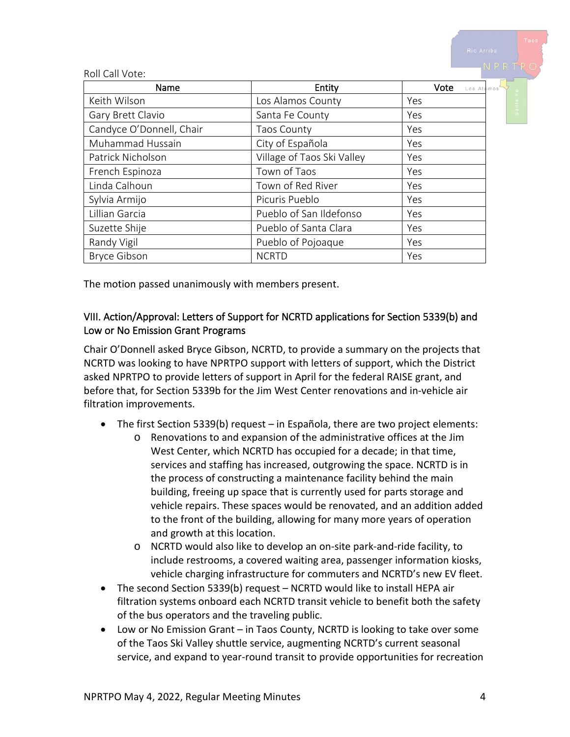Roll Call Vote:

| Name | Entity | Vote |
|---|---|---|
| Keith Wilson | Los Alamos County | Yes |
| Gary Brett Clavio | Santa Fe County | Yes |
| Candyce O'Donnell, Chair | Taos County | Yes |
| Muhammad Hussain | City of Española | Yes |
| Patrick Nicholson | Village of Taos Ski Valley | Yes |
| French Espinoza | Town of Taos | Yes |
| Linda Calhoun | Town of Red River | Yes |
| Sylvia Armijo | Picuris Pueblo | Yes |
| Lillian Garcia | Pueblo of San Ildefonso | Yes |
| Suzette Shije | Pueblo of Santa Clara | Yes |
| Randy Vigil | Pueblo of Pojoaque | Yes |
| Bryce Gibson | NCRTD | Yes |

The motion passed unanimously with members present.

## VIII. Action/Approval: Letters of Support for NCRTD applications for Section 5339(b) and Low or No Emission Grant Programs

Chair O'Donnell asked Bryce Gibson, NCRTD, to provide a summary on the projects that NCRTD was looking to have NPRTPO support with letters of support, which the District asked NPRTPO to provide letters of support in April for the federal RAISE grant, and before that, for Section 5339b for the Jim West Center renovations and in-vehicle air filtration improvements.

- The first Section 5339(b) request – in Española, there are two project elements:
    - Renovations to and expansion of the administrative offices at the Jim West Center, which NCRTD has occupied for a decade; in that time, services and staffing has increased, outgrowing the space. NCRTD is in the process of constructing a maintenance facility behind the main building, freeing up space that is currently used for parts storage and vehicle repairs. These spaces would be renovated, and an addition added to the front of the building, allowing for many more years of operation and growth at this location.
    - NCRTD would also like to develop an on-site park-and-ride facility, to include restrooms, a covered waiting area, passenger information kiosks, vehicle charging infrastructure for commuters and NCRTD's new EV fleet.
- The second Section 5339(b) request – NCRTD would like to install HEPA air filtration systems onboard each NCRTD transit vehicle to benefit both the safety of the bus operators and the traveling public.
- Low or No Emission Grant – in Taos County, NCRTD is looking to take over some of the Taos Ski Valley shuttle service, augmenting NCRTD's current seasonal service, and expand to year-round transit to provide opportunities for recreation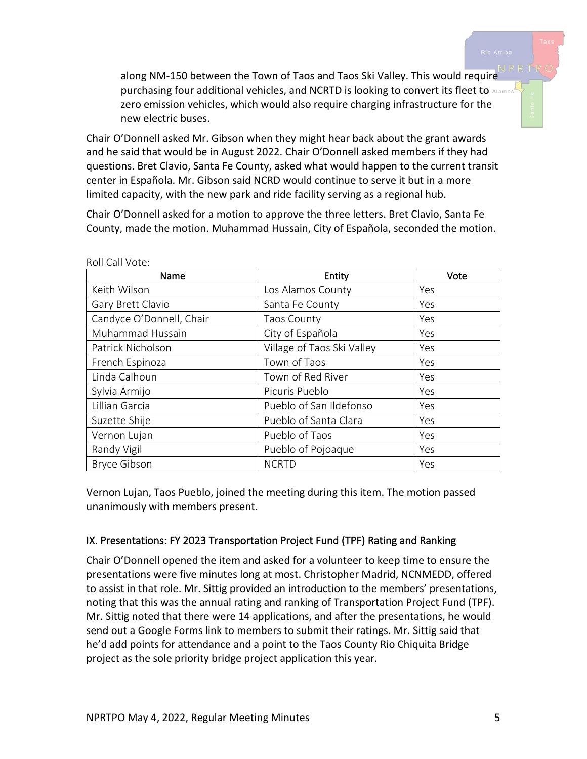along NM-150 between the Town of Taos and Taos Ski Valley. This would require purchasing four additional vehicles, and NCRTD is looking to convert its fleet to zero emission vehicles, which would also require charging infrastructure for the new electric buses.

Chair O'Donnell asked Mr. Gibson when they might hear back about the grant awards and he said that would be in August 2022. Chair O'Donnell asked members if they had questions. Bret Clavio, Santa Fe County, asked what would happen to the current transit center in Española. Mr. Gibson said NCRD would continue to serve it but in a more limited capacity, with the new park and ride facility serving as a regional hub.

Chair O'Donnell asked for a motion to approve the three letters. Bret Clavio, Santa Fe County, made the motion. Muhammad Hussain, City of Española, seconded the motion.

Roll Call Vote:

| Name | Entity | Vote |
|---|---|---|
| Keith Wilson | Los Alamos County | Yes |
| Gary Brett Clavio | Santa Fe County | Yes |
| Candyce O'Donnell, Chair | Taos County | Yes |
| Muhammad Hussain | City of Española | Yes |
| Patrick Nicholson | Village of Taos Ski Valley | Yes |
| French Espinoza | Town of Taos | Yes |
| Linda Calhoun | Town of Red River | Yes |
| Sylvia Armijo | Picuris Pueblo | Yes |
| Lillian Garcia | Pueblo of San Ildefonso | Yes |
| Suzette Shije | Pueblo of Santa Clara | Yes |
| Vernon Lujan | Pueblo of Taos | Yes |
| Randy Vigil | Pueblo of Pojoaque | Yes |
| Bryce Gibson | NCRTD | Yes |

Vernon Lujan, Taos Pueblo, joined the meeting during this item. The motion passed unanimously with members present.

## IX. Presentations: FY 2023 Transportation Project Fund (TPF) Rating and Ranking

Chair O'Donnell opened the item and asked for a volunteer to keep time to ensure the presentations were five minutes long at most. Christopher Madrid, NCNMEDD, offered to assist in that role. Mr. Sittig provided an introduction to the members' presentations, noting that this was the annual rating and ranking of Transportation Project Fund (TPF). Mr. Sittig noted that there were 14 applications, and after the presentations, he would send out a Google Forms link to members to submit their ratings. Mr. Sittig said that he'd add points for attendance and a point to the Taos County Rio Chiquita Bridge project as the sole priority bridge project application this year.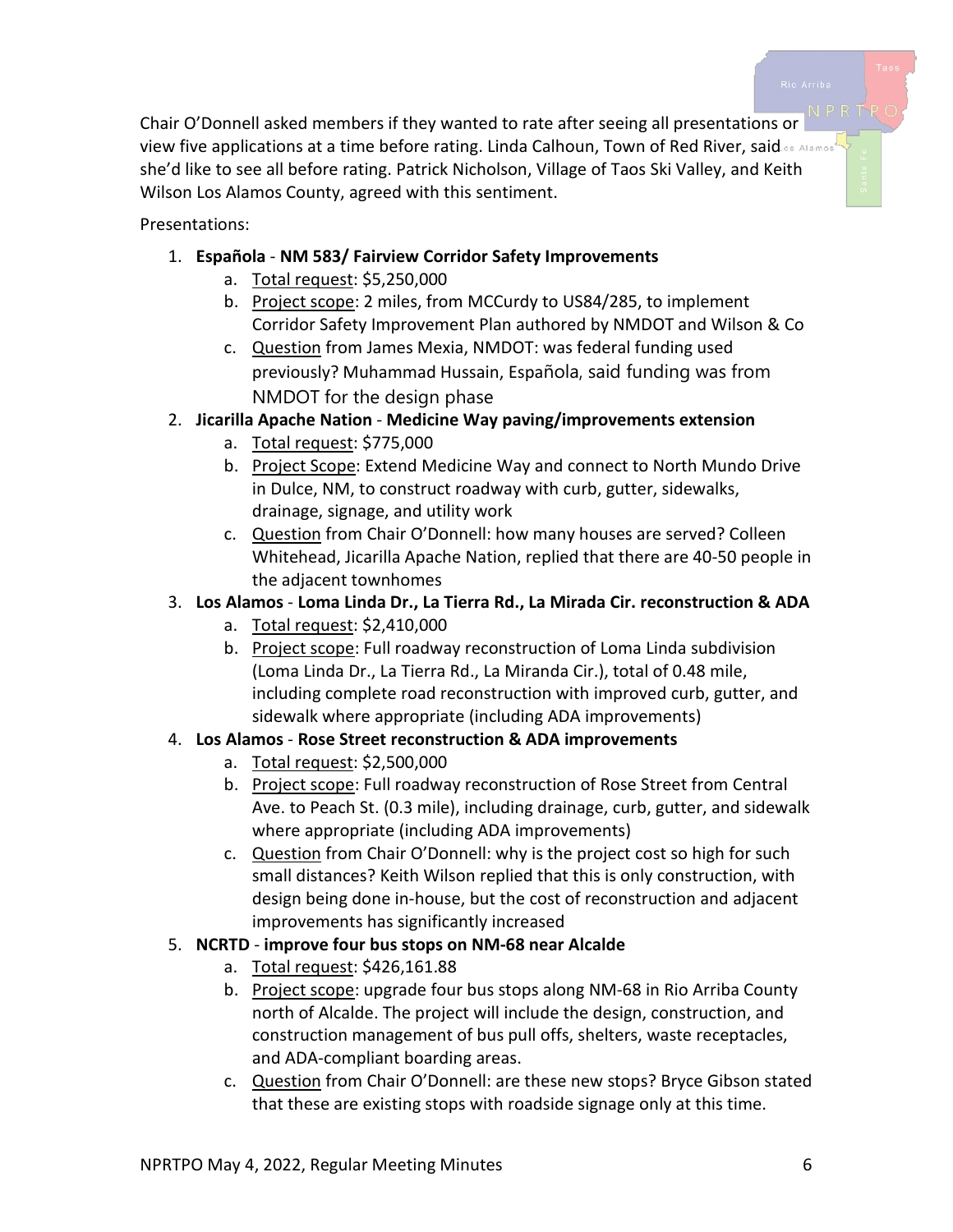Chair O'Donnell asked members if they wanted to rate after seeing all presentations or view five applications at a time before rating. Linda Calhoun, Town of Red River, said she'd like to see all before rating. Patrick Nicholson, Village of Taos Ski Valley, and Keith Wilson Los Alamos County, agreed with this sentiment.

Presentations:

1. **Española** - **NM 583/ Fairview Corridor Safety Improvements**
   a. Total request: $5,250,000
   b. Project scope: 2 miles, from MCCurdy to US84/285, to implement Corridor Safety Improvement Plan authored by NMDOT and Wilson & Co
   c. Question from James Mexia, NMDOT: was federal funding used previously? Muhammad Hussain, Española, said funding was from NMDOT for the design phase
2. **Jicarilla Apache Nation** - **Medicine Way paving/improvements extension**
   a. Total request: $775,000
   b. Project Scope: Extend Medicine Way and connect to North Mundo Drive in Dulce, NM, to construct roadway with curb, gutter, sidewalks, drainage, signage, and utility work
   c. Question from Chair O'Donnell: how many houses are served? Colleen Whitehead, Jicarilla Apache Nation, replied that there are 40-50 people in the adjacent townhomes
3. **Los Alamos** - **Loma Linda Dr., La Tierra Rd., La Mirada Cir. reconstruction & ADA**
   a. Total request: $2,410,000
   b. Project scope: Full roadway reconstruction of Loma Linda subdivision (Loma Linda Dr., La Tierra Rd., La Miranda Cir.), total of 0.48 mile, including complete road reconstruction with improved curb, gutter, and sidewalk where appropriate (including ADA improvements)
4. **Los Alamos** - **Rose Street reconstruction & ADA improvements**
   a. Total request: $2,500,000
   b. Project scope: Full roadway reconstruction of Rose Street from Central Ave. to Peach St. (0.3 mile), including drainage, curb, gutter, and sidewalk where appropriate (including ADA improvements)
   c. Question from Chair O'Donnell: why is the project cost so high for such small distances? Keith Wilson replied that this is only construction, with design being done in-house, but the cost of reconstruction and adjacent improvements has significantly increased
5. **NCRTD** - **improve four bus stops on NM-68 near Alcalde**
   a. Total request: $426,161.88
   b. Project scope: upgrade four bus stops along NM-68 in Rio Arriba County north of Alcalde. The project will include the design, construction, and construction management of bus pull offs, shelters, waste receptacles, and ADA-compliant boarding areas.
   c. Question from Chair O'Donnell: are these new stops? Bryce Gibson stated that these are existing stops with roadside signage only at this time.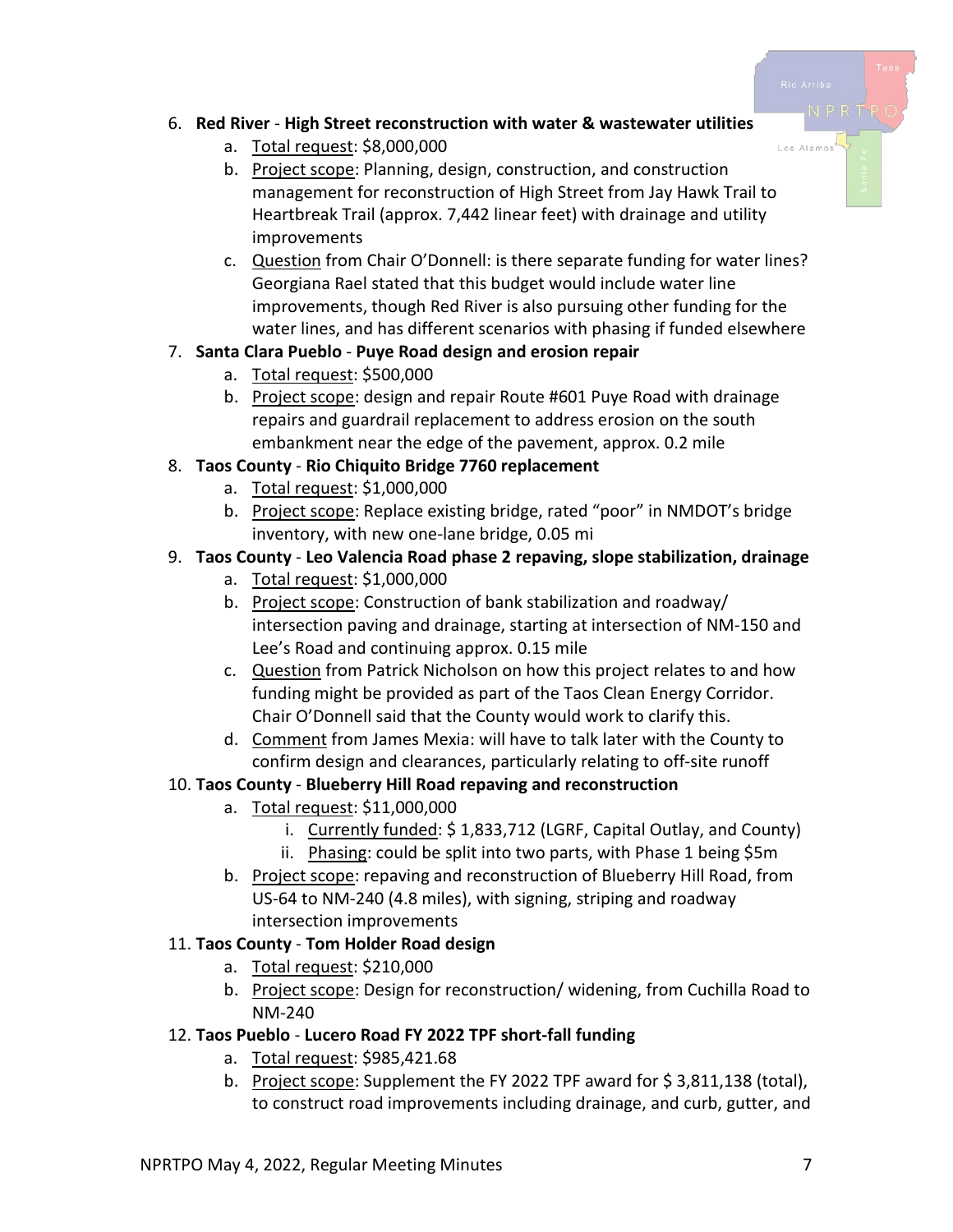6. **Red River** - **High Street reconstruction with water & wastewater utilities**
    a. Total request: $8,000,000
    b. Project scope: Planning, design, construction, and construction management for reconstruction of High Street from Jay Hawk Trail to Heartbreak Trail (approx. 7,442 linear feet) with drainage and utility improvements
    c. Question from Chair O'Donnell: is there separate funding for water lines? Georgiana Rael stated that this budget would include water line improvements, though Red River is also pursuing other funding for the water lines, and has different scenarios with phasing if funded elsewhere
7. **Santa Clara Pueblo** - **Puye Road design and erosion repair**
    a. Total request: $500,000
    b. Project scope: design and repair Route #601 Puye Road with drainage repairs and guardrail replacement to address erosion on the south embankment near the edge of the pavement, approx. 0.2 mile
8. **Taos County** - **Rio Chiquito Bridge 7760 replacement**
    a. Total request: $1,000,000
    b. Project scope: Replace existing bridge, rated "poor" in NMDOT's bridge inventory, with new one-lane bridge, 0.05 mi
9. **Taos County** - **Leo Valencia Road phase 2 repaving, slope stabilization, drainage**
    a. Total request: $1,000,000
    b. Project scope: Construction of bank stabilization and roadway/ intersection paving and drainage, starting at intersection of NM-150 and Lee's Road and continuing approx. 0.15 mile
    c. Question from Patrick Nicholson on how this project relates to and how funding might be provided as part of the Taos Clean Energy Corridor. Chair O'Donnell said that the County would work to clarify this.
    d. Comment from James Mexia: will have to talk later with the County to confirm design and clearances, particularly relating to off-site runoff
10. **Taos County** - **Blueberry Hill Road repaving and reconstruction**
    a. Total request: $11,000,000
        i. Currently funded: $ 1,833,712 (LGRF, Capital Outlay, and County)
        ii. Phasing: could be split into two parts, with Phase 1 being $5m
    b. Project scope: repaving and reconstruction of Blueberry Hill Road, from US-64 to NM-240 (4.8 miles), with signing, striping and roadway intersection improvements
11. **Taos County** - **Tom Holder Road design**
    a. Total request: $210,000
    b. Project scope: Design for reconstruction/ widening, from Cuchilla Road to NM-240
12. **Taos Pueblo** - **Lucero Road FY 2022 TPF short-fall funding**
    a. Total request: $985,421.68
    b. Project scope: Supplement the FY 2022 TPF award for $ 3,811,138 (total), to construct road improvements including drainage, and curb, gutter, and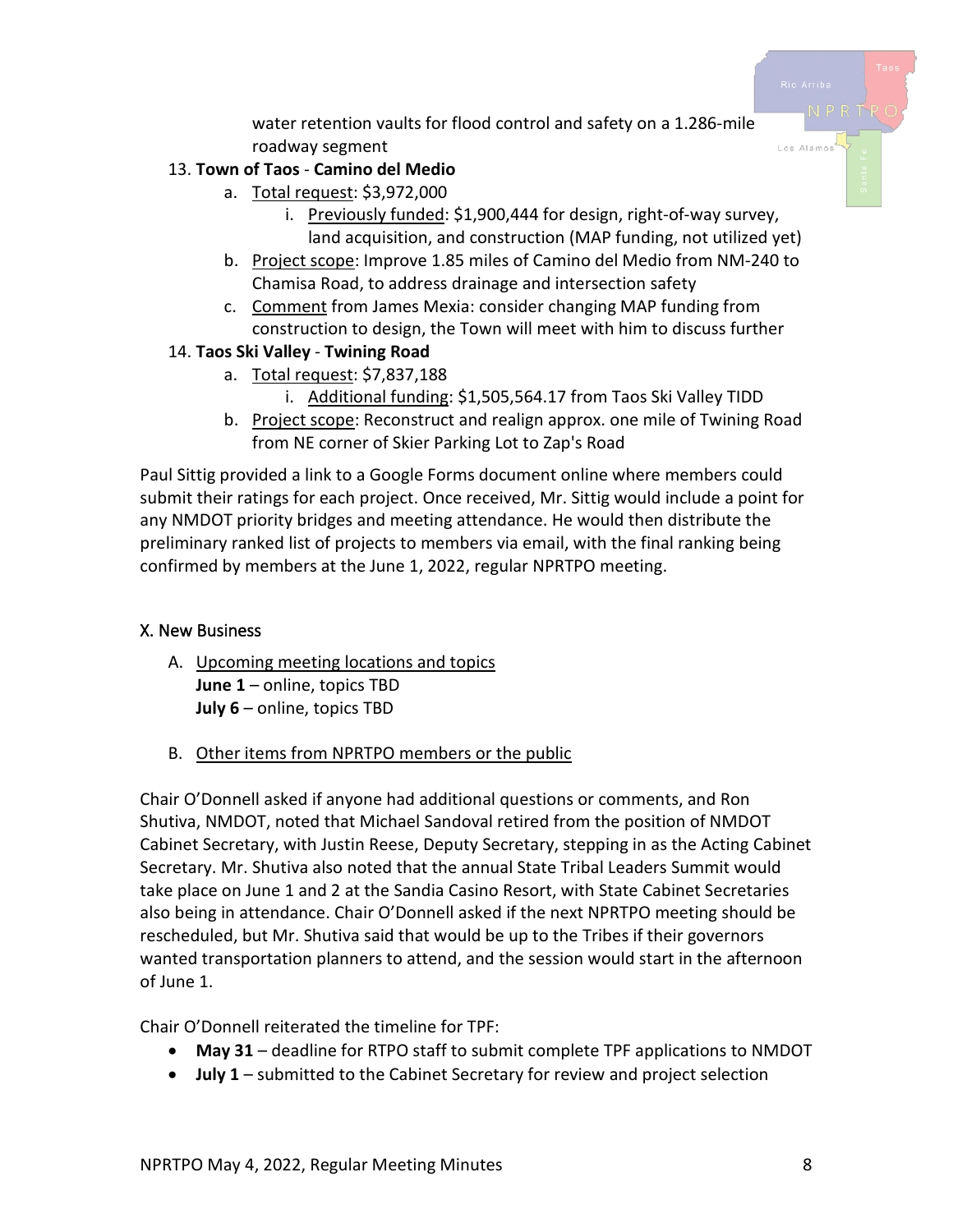water retention vaults for flood control and safety on a 1.286-mile roadway segment

13. **Town of Taos** - **Camino del Medio**
    a. Total request: $3,972,000
        i. Previously funded: $1,900,444 for design, right-of-way survey, land acquisition, and construction (MAP funding, not utilized yet)
    b. Project scope: Improve 1.85 miles of Camino del Medio from NM-240 to Chamisa Road, to address drainage and intersection safety
    c. Comment from James Mexia: consider changing MAP funding from construction to design, the Town will meet with him to discuss further
14. **Taos Ski Valley** - **Twining Road**
    a. Total request: $7,837,188
        i. Additional funding: $1,505,564.17 from Taos Ski Valley TIDD
    b. Project scope: Reconstruct and realign approx. one mile of Twining Road from NE corner of Skier Parking Lot to Zap's Road

Paul Sittig provided a link to a Google Forms document online where members could submit their ratings for each project. Once received, Mr. Sittig would include a point for any NMDOT priority bridges and meeting attendance. He would then distribute the preliminary ranked list of projects to members via email, with the final ranking being confirmed by members at the June 1, 2022, regular NPRTPO meeting.

## X. New Business

A. Upcoming meeting locations and topics
   **June 1** – online, topics TBD
   **July 6** – online, topics TBD

B. Other items from NPRTPO members or the public

Chair O'Donnell asked if anyone had additional questions or comments, and Ron Shutiva, NMDOT, noted that Michael Sandoval retired from the position of NMDOT Cabinet Secretary, with Justin Reese, Deputy Secretary, stepping in as the Acting Cabinet Secretary. Mr. Shutiva also noted that the annual State Tribal Leaders Summit would take place on June 1 and 2 at the Sandia Casino Resort, with State Cabinet Secretaries also being in attendance. Chair O'Donnell asked if the next NPRTPO meeting should be rescheduled, but Mr. Shutiva said that would be up to the Tribes if their governors wanted transportation planners to attend, and the session would start in the afternoon of June 1.

Chair O'Donnell reiterated the timeline for TPF:

- **May 31** – deadline for RTPO staff to submit complete TPF applications to NMDOT
- **July 1** – submitted to the Cabinet Secretary for review and project selection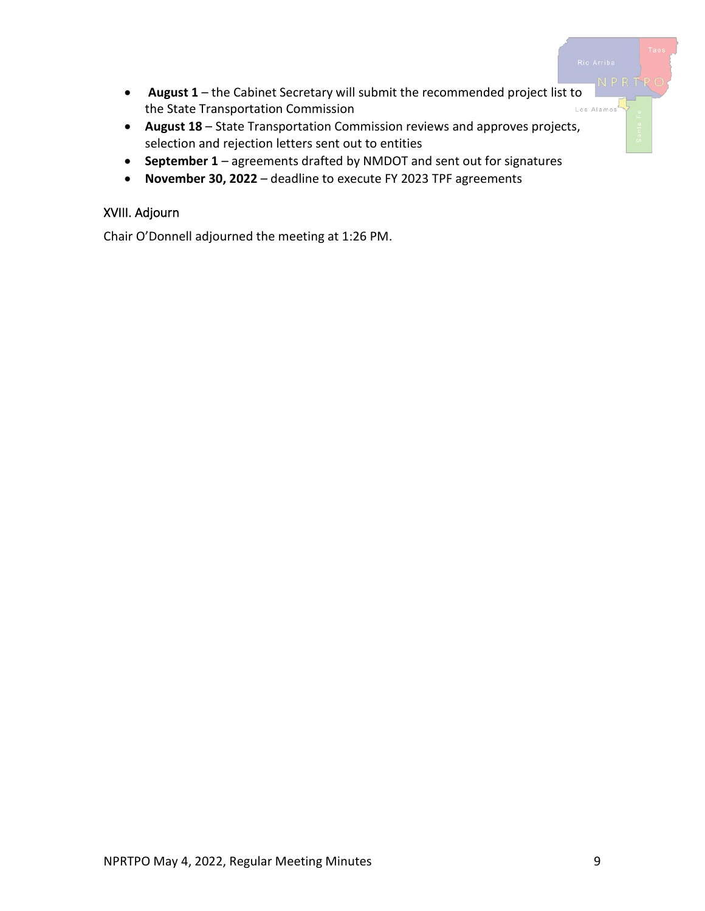- **August 1** – the Cabinet Secretary will submit the recommended project list to the State Transportation Commission
- **August 18** – State Transportation Commission reviews and approves projects, selection and rejection letters sent out to entities
- **September 1** – agreements drafted by NMDOT and sent out for signatures
- **November 30, 2022** – deadline to execute FY 2023 TPF agreements

## XVIII. Adjourn

Chair O'Donnell adjourned the meeting at 1:26 PM.